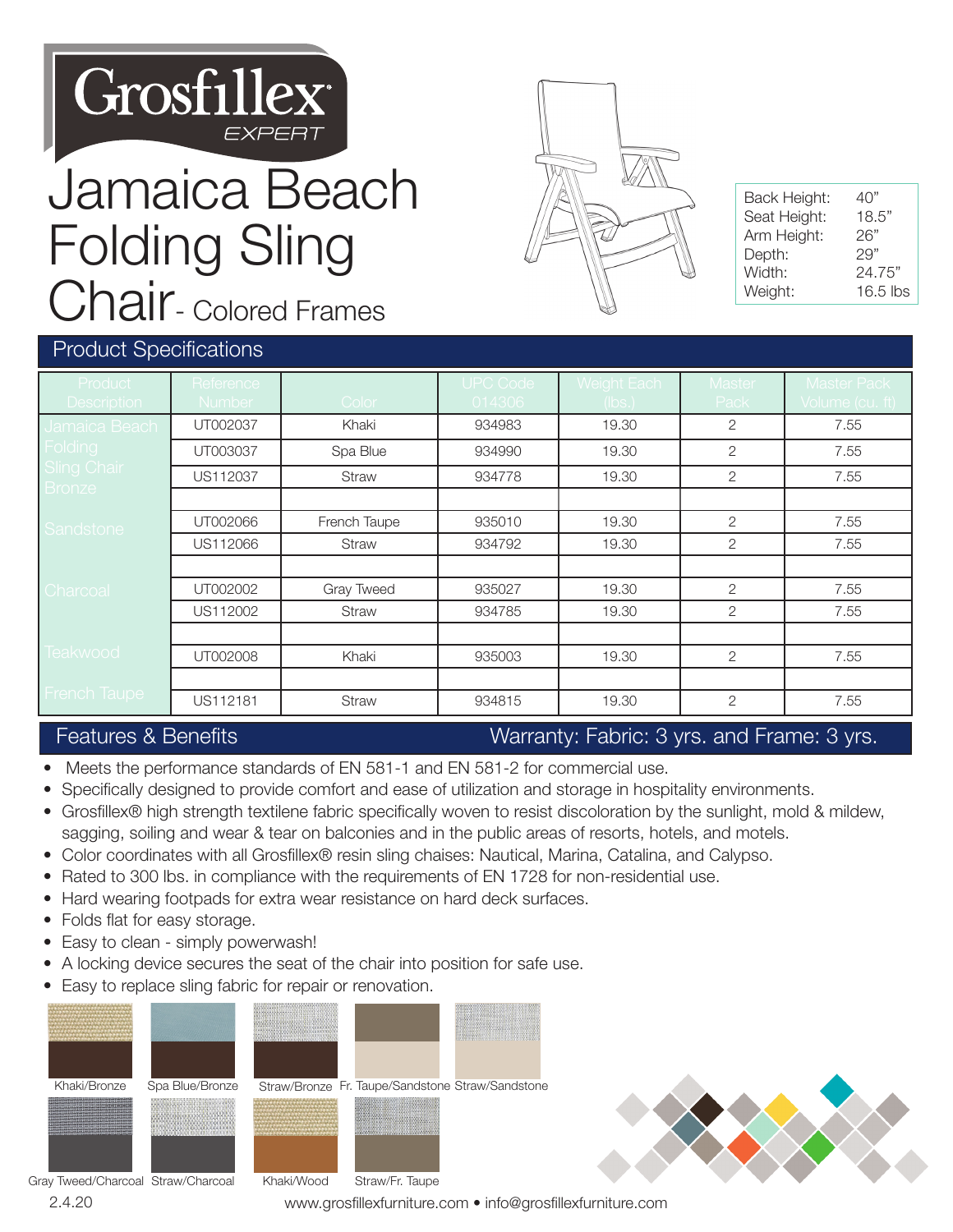Grosfillex EXPERT

# Jamaica Beach Folding Sling Chair - Colored Frames

| | |
|---|---|
| Back Height: | 40" |
| Seat Height: | 18.5" |
| Arm Height: | 26" |
| Depth: | 29" |
| Width: | 24.75" |
| Weight: | 16.5 lbs |

## Product Specifications

| Product Description | Reference Number | Color | UPC Code 014306 | Weight Each (lbs.) | Master Pack | Master Pack Volume (cu. ft) |
|---|---|---|---|---|---|---|
| Jamaica Beach Folding Sling Chair Bronze | UT002037 | Khaki | 934983 | 19.30 | 2 | 7.55 |
| | UT003037 | Spa Blue | 934990 | 19.30 | 2 | 7.55 |
| | US112037 | Straw | 934778 | 19.30 | 2 | 7.55 |
| | | | | | | |
| Sandstone | UT002066 | French Taupe | 935010 | 19.30 | 2 | 7.55 |
| | US112066 | Straw | 934792 | 19.30 | 2 | 7.55 |
| | | | | | | |
| Charcoal | UT002002 | Gray Tweed | 935027 | 19.30 | 2 | 7.55 |
| | US112002 | Straw | 934785 | 19.30 | 2 | 7.55 |
| | | | | | | |
| Teakwood | UT002008 | Khaki | 935003 | 19.30 | 2 | 7.55 |
| | | | | | | |
| French Taupe | US112181 | Straw | 934815 | 19.30 | 2 | 7.55 |

## Features & Benefits

**Warranty: Fabric: 3 yrs. and Frame: 3 yrs.**

- Meets the performance standards of EN 581-1 and EN 581-2 for commercial use.
- Specifically designed to provide comfort and ease of utilization and storage in hospitality environments.
- Grosfillex® high strength textilene fabric specifically woven to resist discoloration by the sunlight, mold & mildew, sagging, soiling and wear & tear on balconies and in the public areas of resorts, hotels, and motels.
- Color coordinates with all Grosfillex® resin sling chaises: Nautical, Marina, Catalina, and Calypso.
- Rated to 300 lbs. in compliance with the requirements of EN 1728 for non-residential use.
- Hard wearing footpads for extra wear resistance on hard deck surfaces.
- Folds flat for easy storage.
- Easy to clean - simply powerwash!
- A locking device secures the seat of the chair into position for safe use.
- Easy to replace sling fabric for repair or renovation.

Khaki/Bronze | Spa Blue/Bronze | Straw/Bronze | Fr. Taupe/Sandstone | Straw/Sandstone

Gray Tweed/Charcoal | Straw/Charcoal | Khaki/Wood | Straw/Fr. Taupe

2.4.20

www.grosfillexfurniture.com • info@grosfillexfurniture.com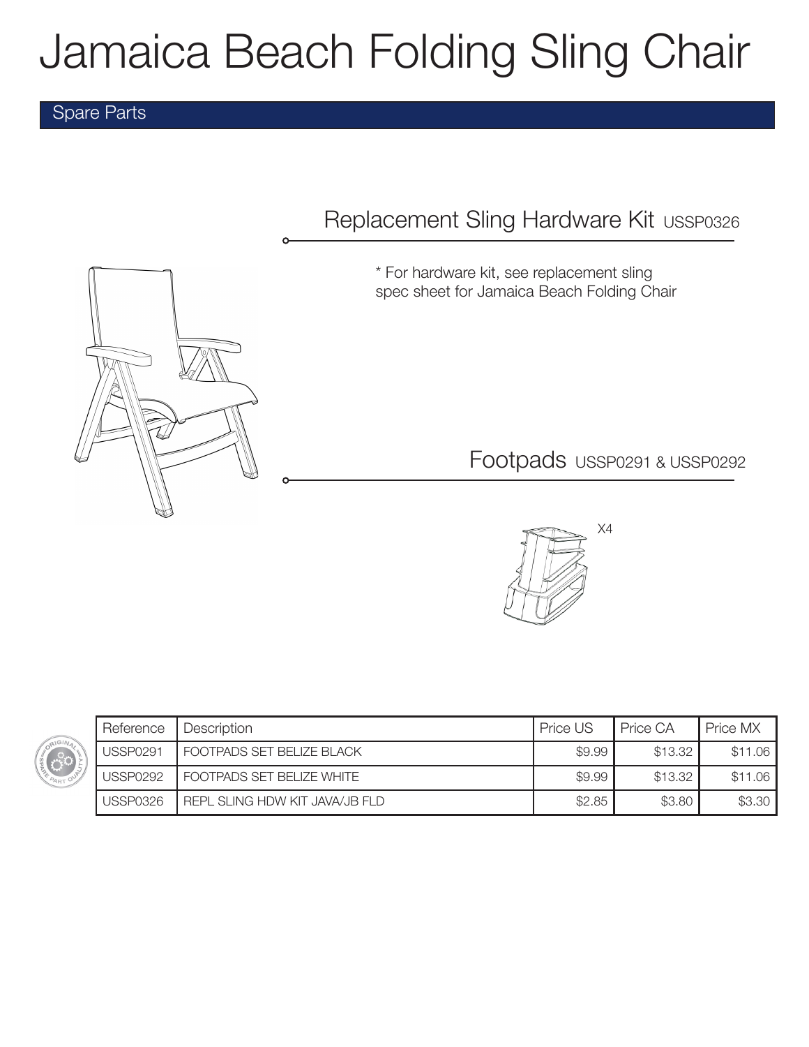# Jamaica Beach Folding Sling Chair

## Spare Parts

### Replacement Sling Hardware Kit USSP0326

* For hardware kit, see replacement sling spec sheet for Jamaica Beach Folding Chair

### Footpads USSP0291 & USSP0292

X4

| Reference | Description | Price US | Price CA | Price MX |
|---|---|---|---|---|
| USSP0291 | FOOTPADS SET BELIZE BLACK | $9.99 | $13.32 | $11.06 |
| USSP0292 | FOOTPADS SET BELIZE WHITE | $9.99 | $13.32 | $11.06 |
| USSP0326 | REPL SLING HDW KIT JAVA/JB FLD | $2.85 | $3.80 | $3.30 |